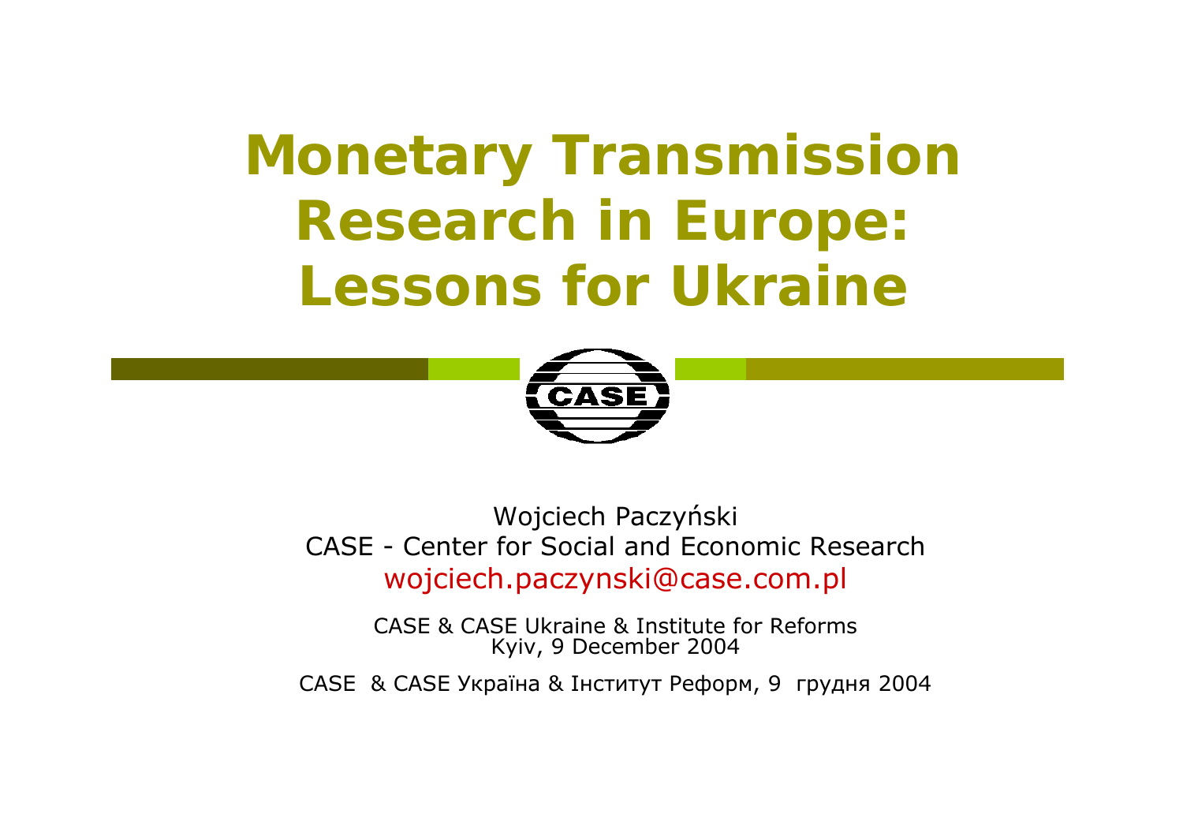# Monetary Transmission Research in Europe: Lessons for Ukraine

Wojciech Paczyński
CASE - Center for Social and Economic Research
wojciech.paczynski@case.com.pl

CASE & CASE Ukraine & Institute for Reforms
Kyiv, 9 December 2004

CASE & CASE Україна & Інститут Реформ, 9 грудня 2004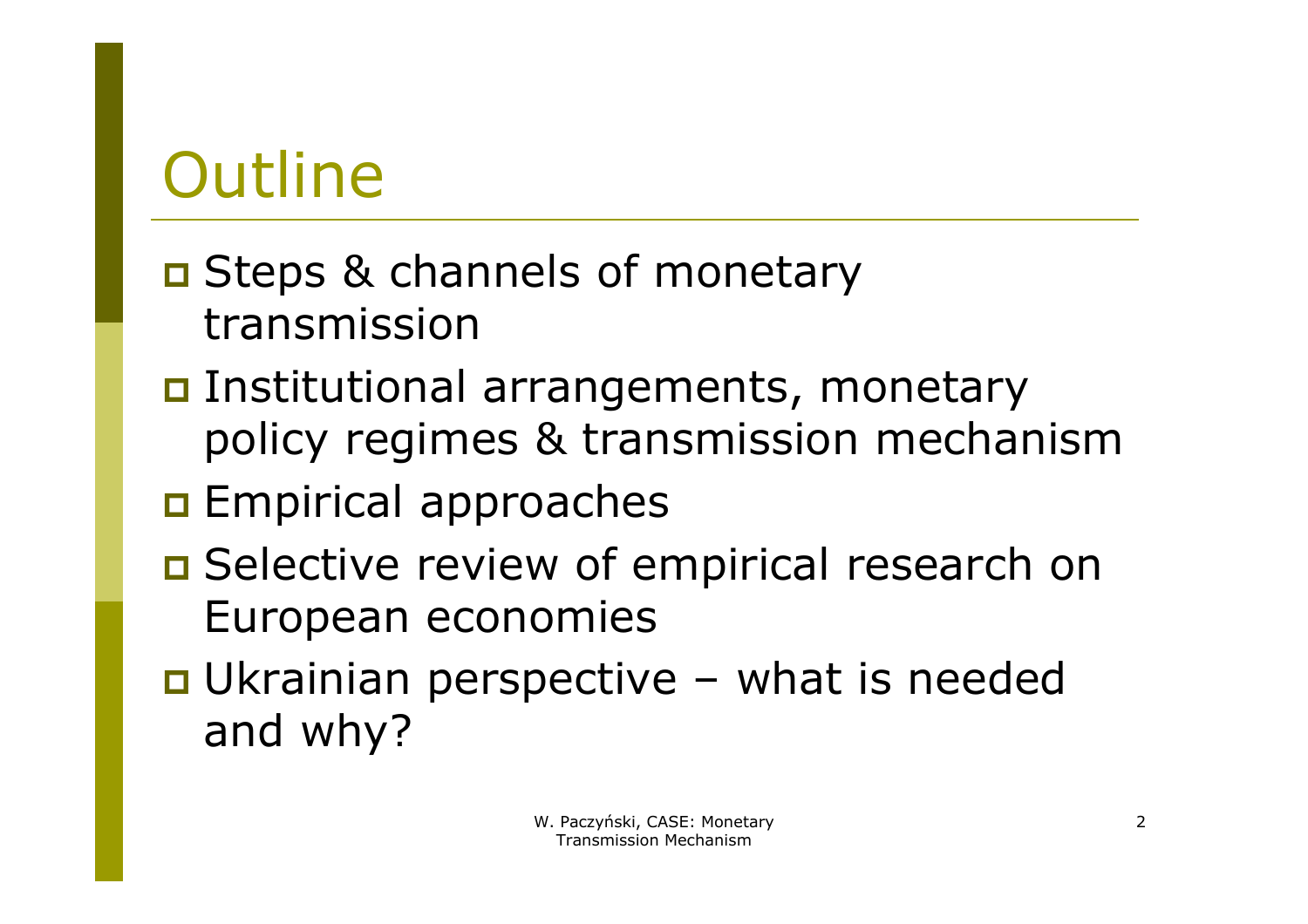# Outline

- Steps & channels of monetary transmission
- Institutional arrangements, monetary policy regimes & transmission mechanism
- Empirical approaches
- Selective review of empirical research on European economies
- Ukrainian perspective – what is needed and why?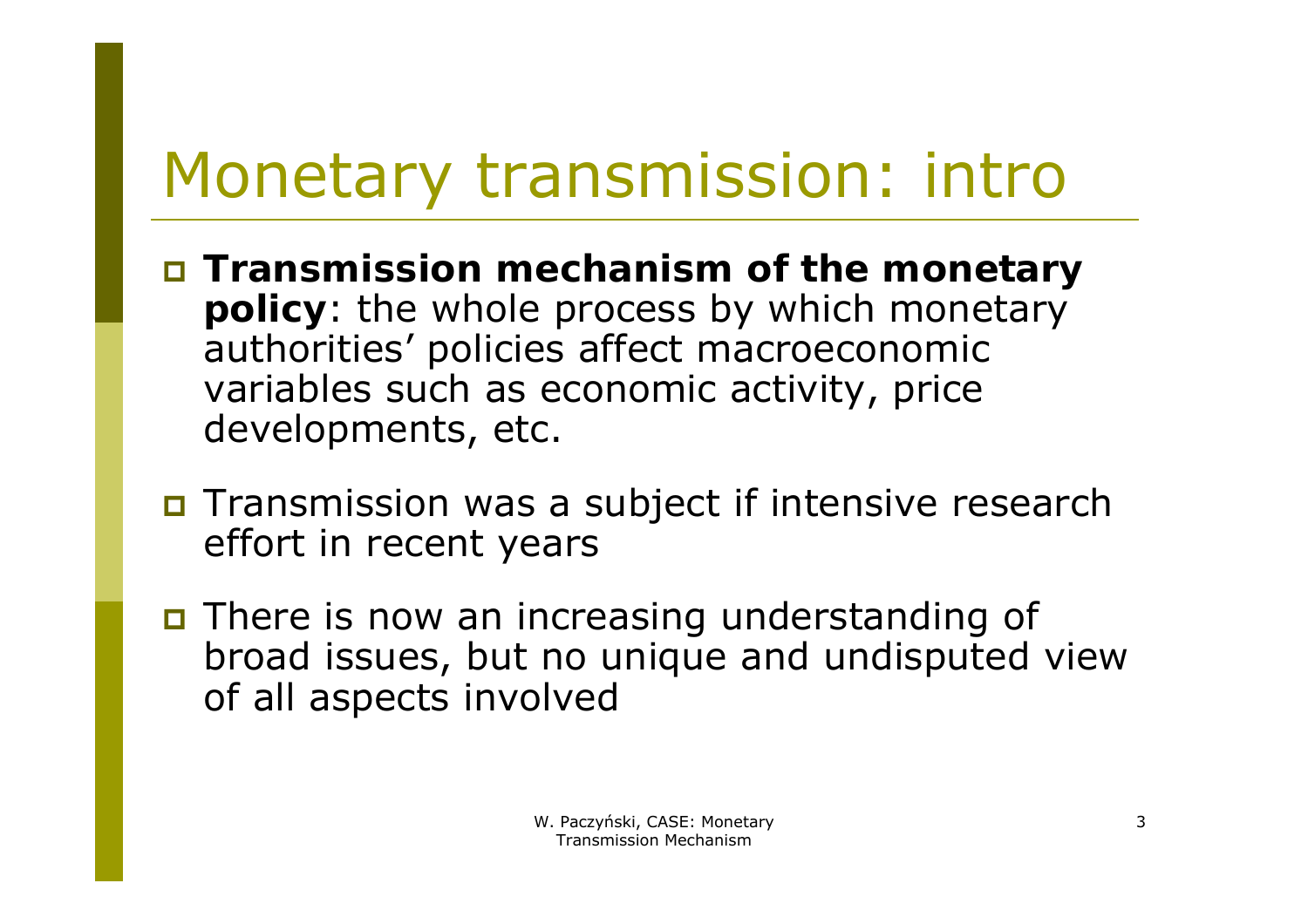# Monetary transmission: intro

- **Transmission mechanism of the monetary policy**: the whole process by which monetary authorities' policies affect macroeconomic variables such as economic activity, price developments, etc.
- Transmission was a subject if intensive research effort in recent years
- There is now an increasing understanding of broad issues, but no unique and undisputed view of all aspects involved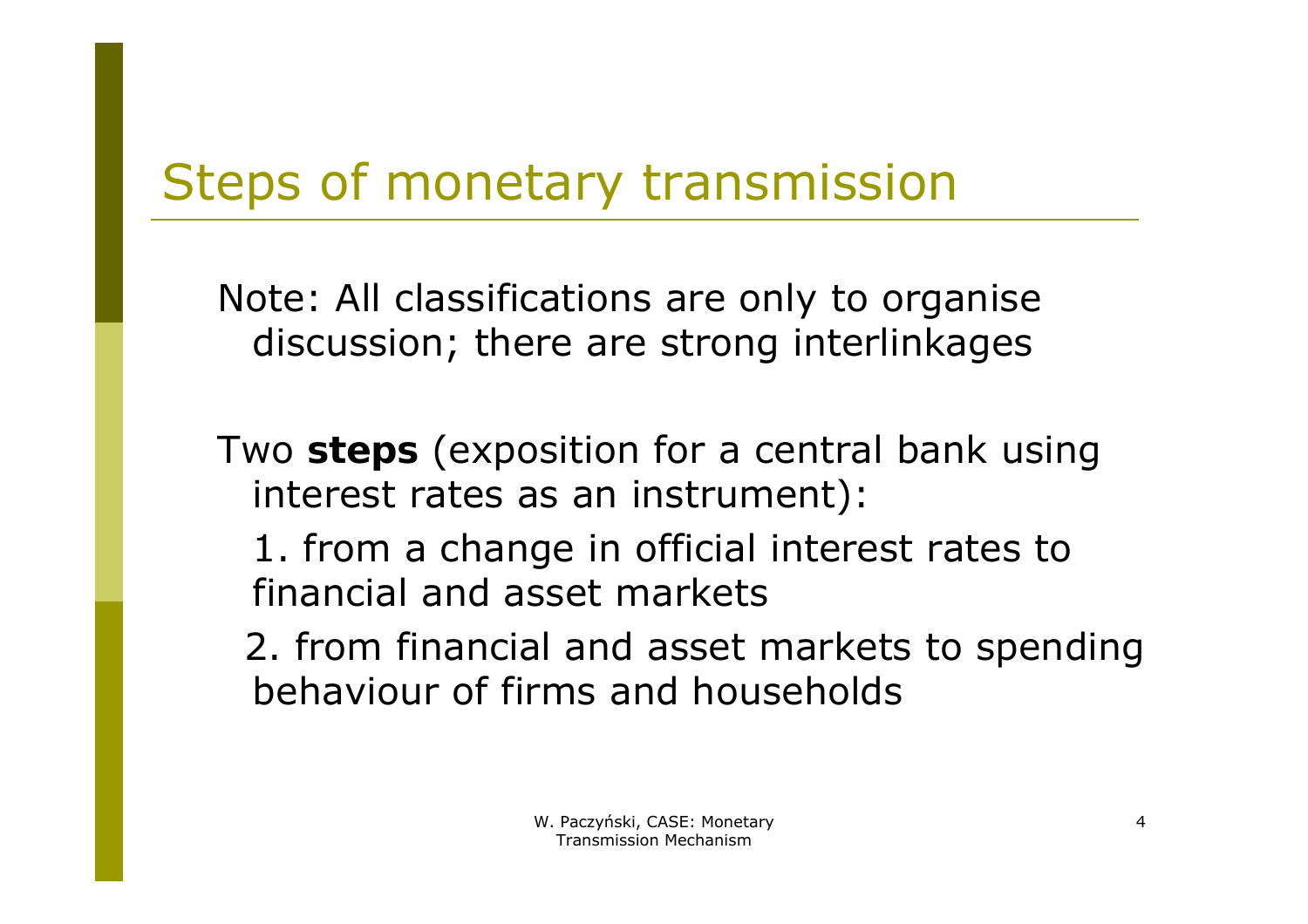# Steps of monetary transmission

Note: All classifications are only to organise discussion; there are strong interlinkages

Two **steps** (exposition for a central bank using interest rates as an instrument):

1. from a change in official interest rates to financial and asset markets
2. from financial and asset markets to spending behaviour of firms and households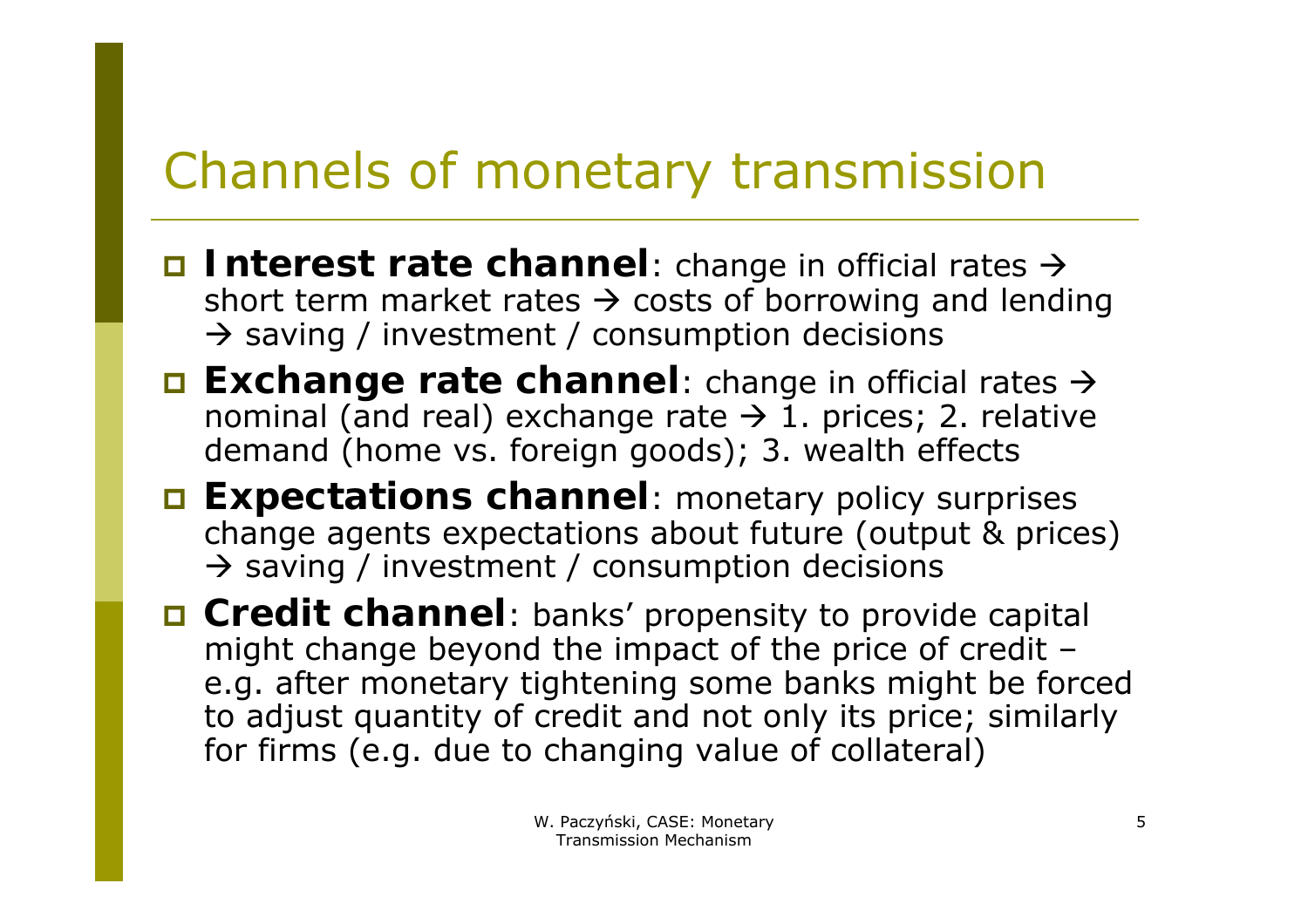# Channels of monetary transmission

- **Interest rate channel**: change in official rates → short term market rates → costs of borrowing and lending → saving / investment / consumption decisions
- **Exchange rate channel**: change in official rates → nominal (and real) exchange rate → 1. prices; 2. relative demand (home vs. foreign goods); 3. wealth effects
- **Expectations channel**: monetary policy surprises change agents expectations about future (output & prices) → saving / investment / consumption decisions
- **Credit channel**: banks' propensity to provide capital might change beyond the impact of the price of credit – e.g. after monetary tightening some banks might be forced to adjust quantity of credit and not only its price; similarly for firms (e.g. due to changing value of collateral)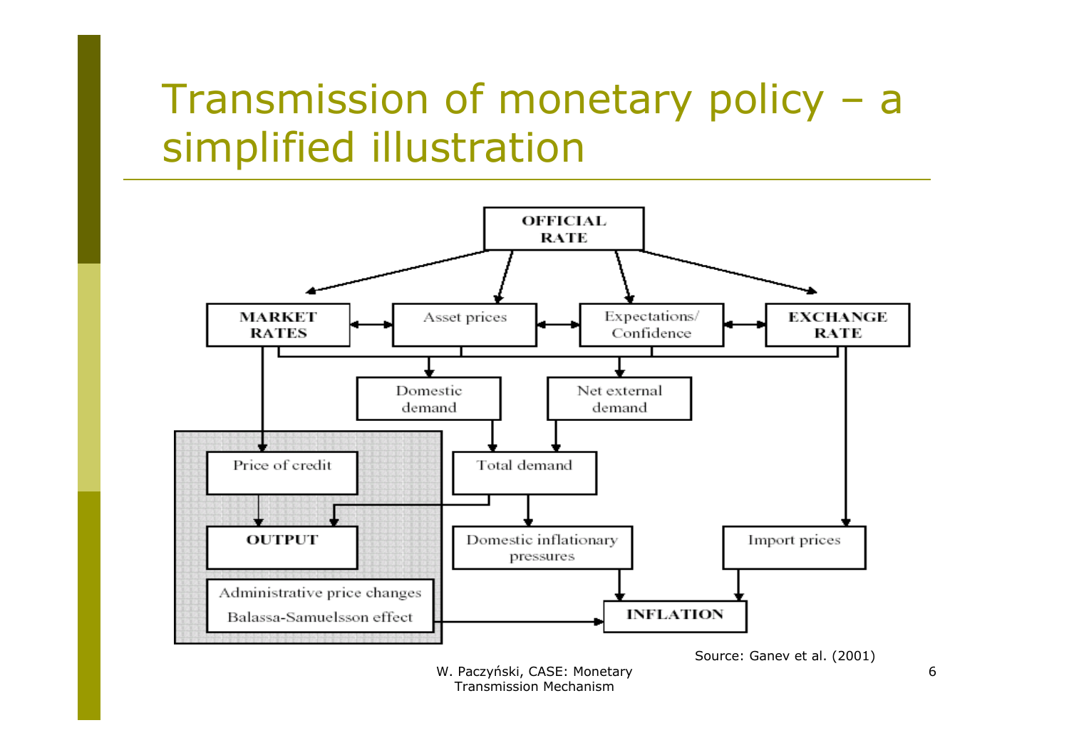# Transmission of monetary policy – a simplified illustration

OFFICIAL RATE

MARKET RATES | Asset prices | Expectations/ Confidence | EXCHANGE RATE

Domestic demand | Net external demand

Price of credit | Total demand

OUTPUT | Domestic inflationary pressures | Import prices

Administrative price changes

Balassa-Samuelsson effect

INFLATION

Source: Ganev et al. (2001)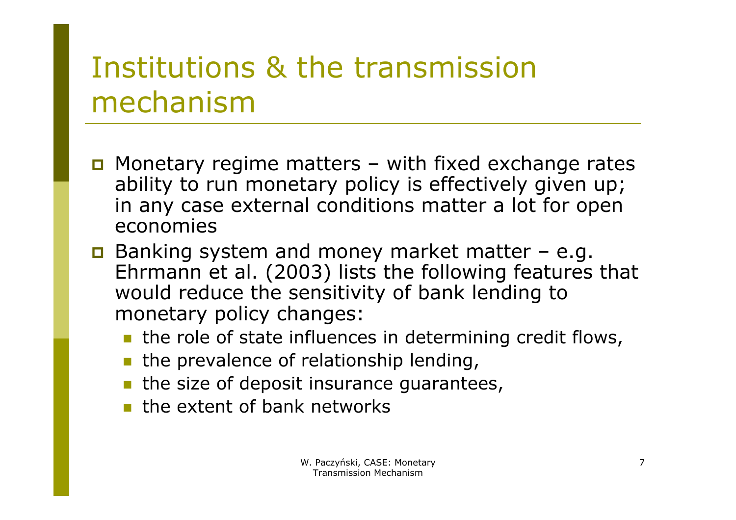# Institutions & the transmission mechanism

- Monetary regime matters – with fixed exchange rates ability to run monetary policy is effectively given up; in any case external conditions matter a lot for open economies
- Banking system and money market matter – e.g. Ehrmann et al. (2003) lists the following features that would reduce the sensitivity of bank lending to monetary policy changes:
  - the role of state influences in determining credit flows,
  - the prevalence of relationship lending,
  - the size of deposit insurance guarantees,
  - the extent of bank networks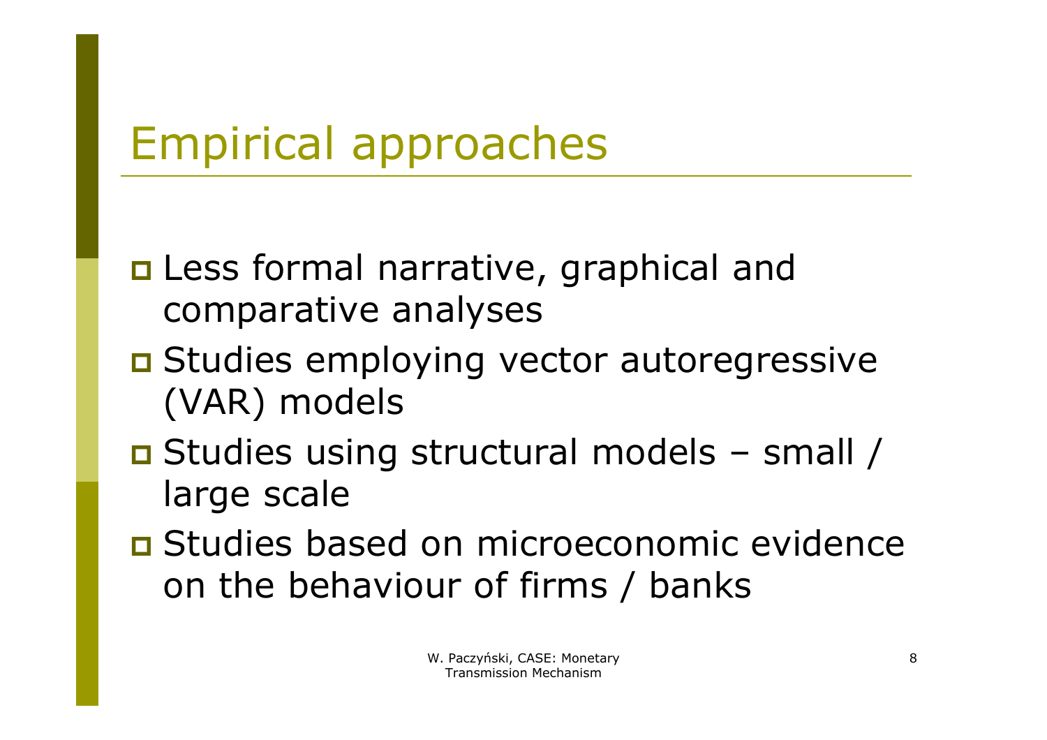# Empirical approaches

- Less formal narrative, graphical and comparative analyses
- Studies employing vector autoregressive (VAR) models
- Studies using structural models – small / large scale
- Studies based on microeconomic evidence on the behaviour of firms / banks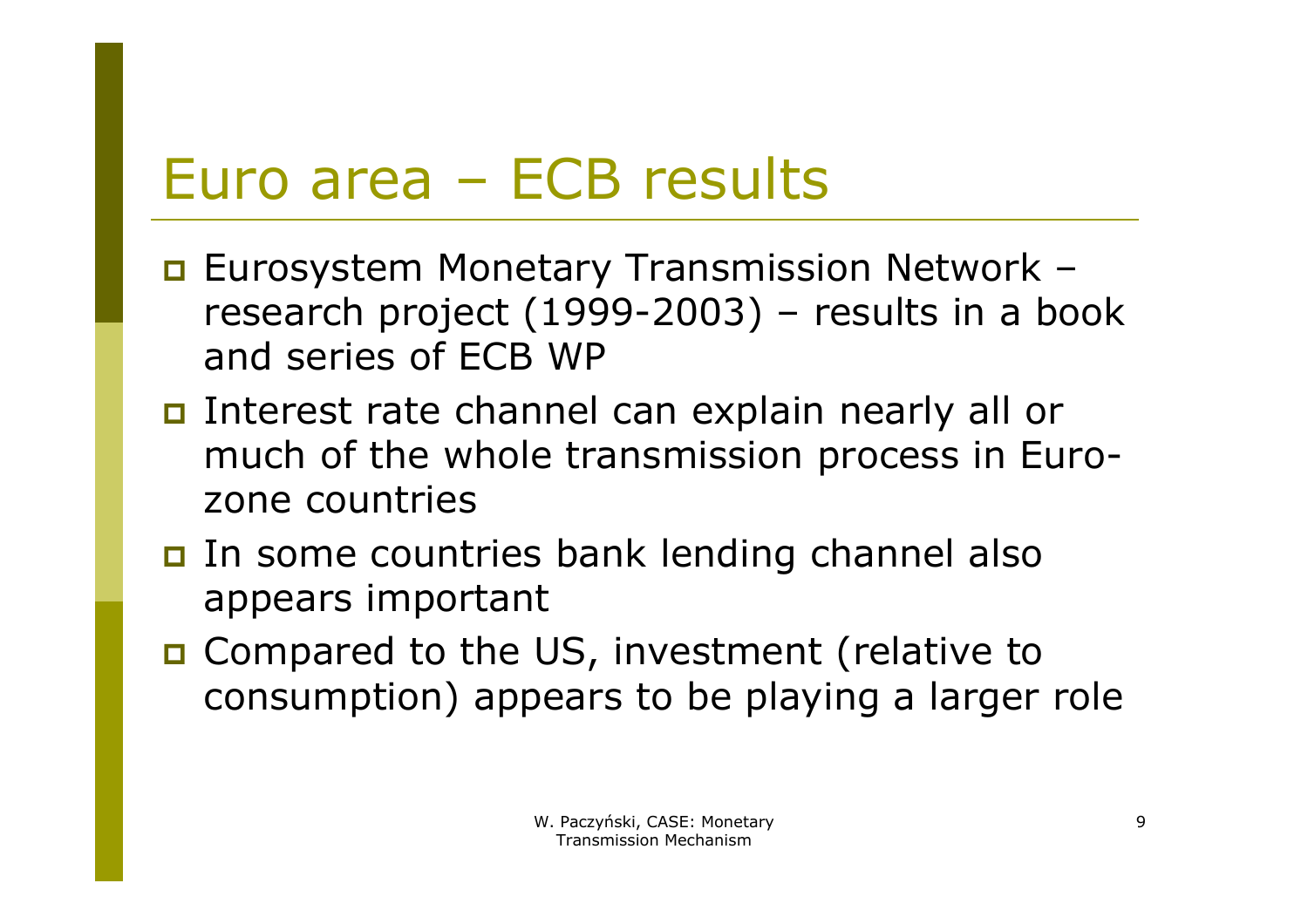# Euro area – ECB results

- Eurosystem Monetary Transmission Network – research project (1999-2003) – results in a book and series of ECB WP
- Interest rate channel can explain nearly all or much of the whole transmission process in Euro-zone countries
- In some countries bank lending channel also appears important
- Compared to the US, investment (relative to consumption) appears to be playing a larger role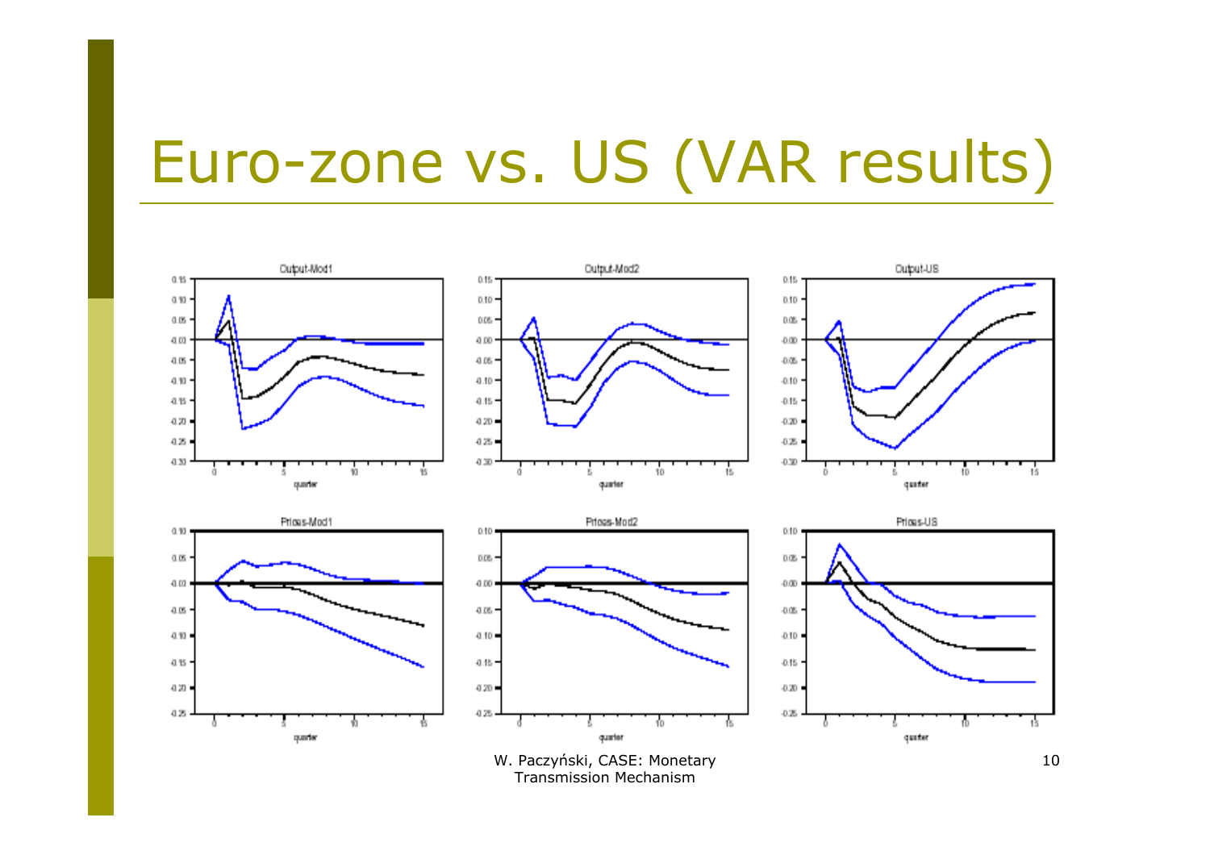# Euro-zone vs. US (VAR results)

Output-Mod1

Output-Mod2

Output-US

Prices-Mod1

Prices-Mod2

Prices-US

W. Paczyński, CASE: Monetary Transmission Mechanism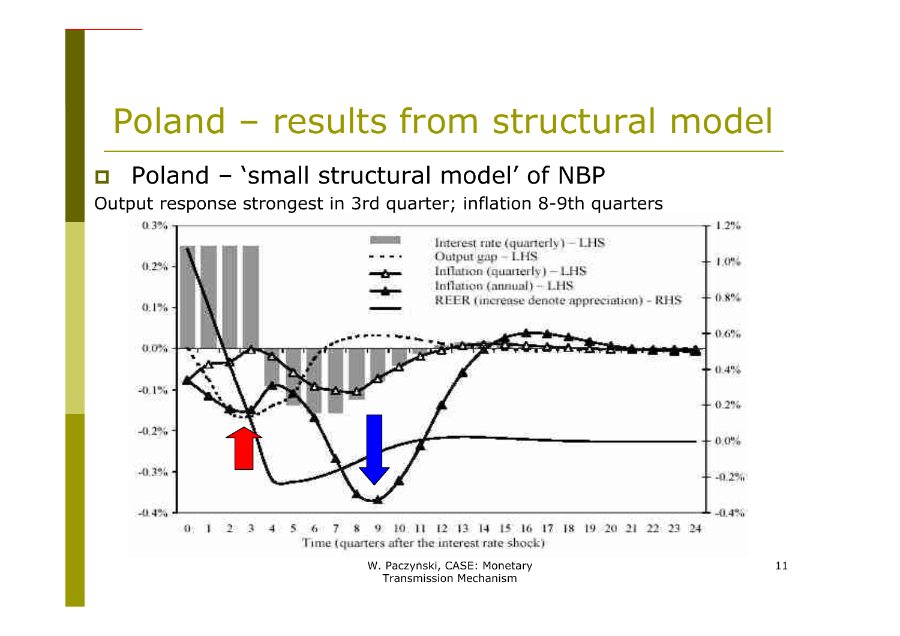# Poland – results from structural model

- Poland – 'small structural model' of NBP

Output response strongest in 3rd quarter; inflation 8-9th quarters

W. Paczyński, CASE: Monetary Transmission Mechanism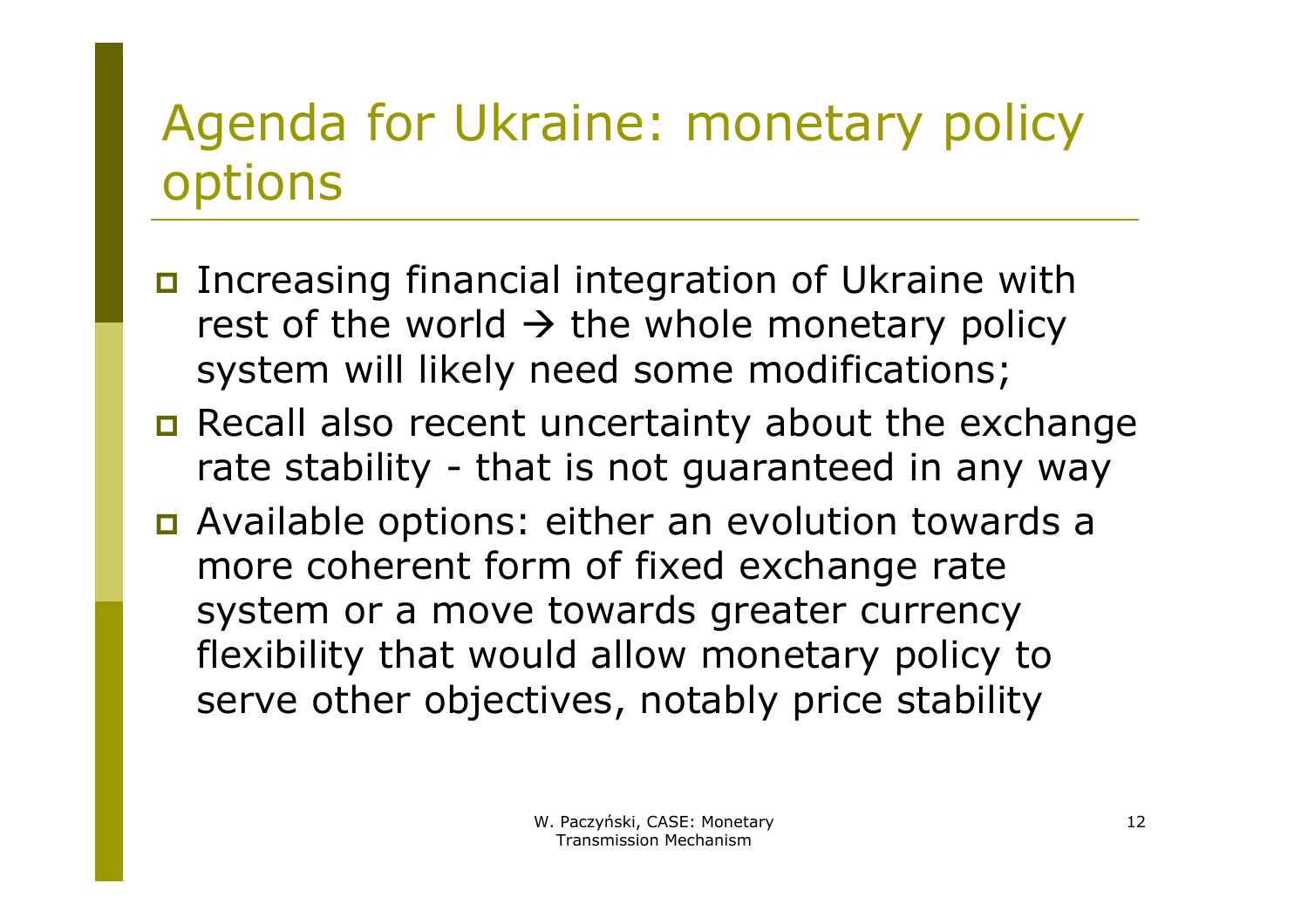# Agenda for Ukraine: monetary policy options

- Increasing financial integration of Ukraine with rest of the world → the whole monetary policy system will likely need some modifications;
- Recall also recent uncertainty about the exchange rate stability - that is not guaranteed in any way
- Available options: either an evolution towards a more coherent form of fixed exchange rate system or a move towards greater currency flexibility that would allow monetary policy to serve other objectives, notably price stability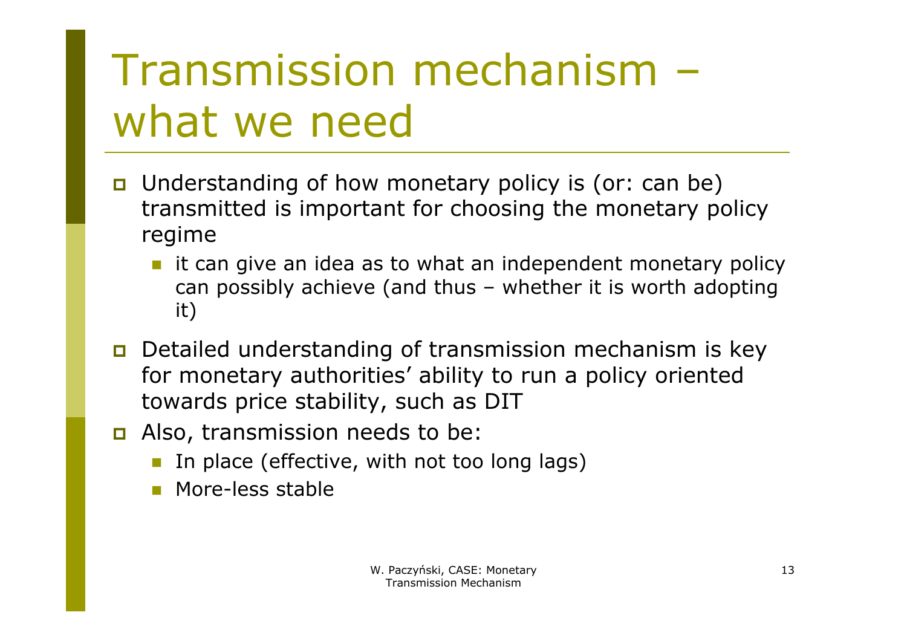# Transmission mechanism – what we need

- Understanding of how monetary policy is (or: can be) transmitted is important for choosing the monetary policy regime
  - it can give an idea as to what an independent monetary policy can possibly achieve (and thus – whether it is worth adopting it)
- Detailed understanding of transmission mechanism is key for monetary authorities' ability to run a policy oriented towards price stability, such as DIT
- Also, transmission needs to be:
  - In place (effective, with not too long lags)
  - More-less stable